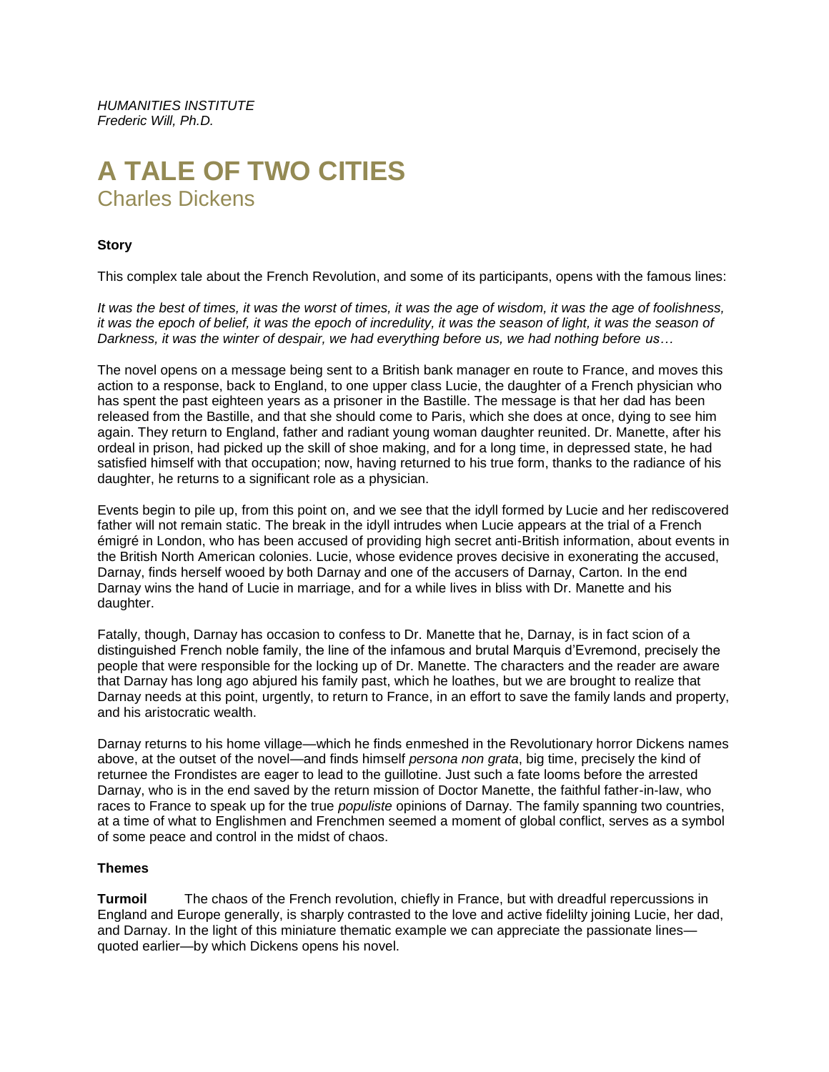*HUMANITIES INSTITUTE*
*Frederic Will, Ph.D.*

# A TALE OF TWO CITIES

## Charles Dickens

**Story**

This complex tale about the French Revolution, and some of its participants, opens with the famous lines:

*It was the best of times, it was the worst of times, it was the age of wisdom, it was the age of foolishness, it was the epoch of belief, it was the epoch of incredulity, it was the season of light, it was the season of Darkness, it was the winter of despair, we had everything before us, we had nothing before us…*

The novel opens on a message being sent to a British bank manager en route to France, and moves this action to a response, back to England, to one upper class Lucie, the daughter of a French physician who has spent the past eighteen years as a prisoner in the Bastille. The message is that her dad has been released from the Bastille, and that she should come to Paris, which she does at once, dying to see him again. They return to England, father and radiant young woman daughter reunited. Dr. Manette, after his ordeal in prison, had picked up the skill of shoe making, and for a long time, in depressed state, he had satisfied himself with that occupation; now, having returned to his true form, thanks to the radiance of his daughter, he returns to a significant role as a physician.

Events begin to pile up, from this point on, and we see that the idyll formed by Lucie and her rediscovered father will not remain static. The break in the idyll intrudes when Lucie appears at the trial of a French émigré in London, who has been accused of providing high secret anti-British information, about events in the British North American colonies. Lucie, whose evidence proves decisive in exonerating the accused, Darnay, finds herself wooed by both Darnay and one of the accusers of Darnay, Carton. In the end Darnay wins the hand of Lucie in marriage, and for a while lives in bliss with Dr. Manette and his daughter.

Fatally, though, Darnay has occasion to confess to Dr. Manette that he, Darnay, is in fact scion of a distinguished French noble family, the line of the infamous and brutal Marquis d'Evremond, precisely the people that were responsible for the locking up of Dr. Manette. The characters and the reader are aware that Darnay has long ago abjured his family past, which he loathes, but we are brought to realize that Darnay needs at this point, urgently, to return to France, in an effort to save the family lands and property, and his aristocratic wealth.

Darnay returns to his home village—which he finds enmeshed in the Revolutionary horror Dickens names above, at the outset of the novel—and finds himself *persona non grata*, big time, precisely the kind of returnee the Frondistes are eager to lead to the guillotine. Just such a fate looms before the arrested Darnay, who is in the end saved by the return mission of Doctor Manette, the faithful father-in-law, who races to France to speak up for the true *populiste* opinions of Darnay. The family spanning two countries, at a time of what to Englishmen and Frenchmen seemed a moment of global conflict, serves as a symbol of some peace and control in the midst of chaos.

**Themes**

**Turmoil** The chaos of the French revolution, chiefly in France, but with dreadful repercussions in England and Europe generally, is sharply contrasted to the love and active fidelilty joining Lucie, her dad, and Darnay. In the light of this miniature thematic example we can appreciate the passionate lines—quoted earlier—by which Dickens opens his novel.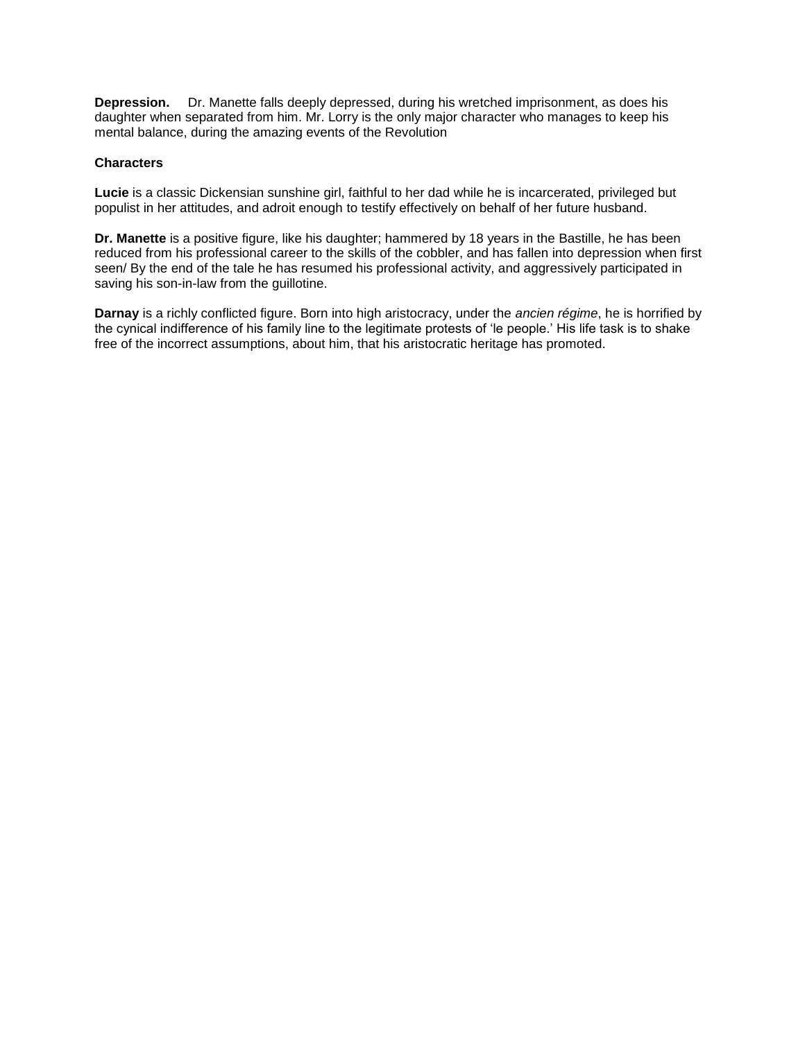**Depression.** Dr. Manette falls deeply depressed, during his wretched imprisonment, as does his daughter when separated from him. Mr. Lorry is the only major character who manages to keep his mental balance, during the amazing events of the Revolution

**Characters**

**Lucie** is a classic Dickensian sunshine girl, faithful to her dad while he is incarcerated, privileged but populist in her attitudes, and adroit enough to testify effectively on behalf of her future husband.

**Dr. Manette** is a positive figure, like his daughter; hammered by 18 years in the Bastille, he has been reduced from his professional career to the skills of the cobbler, and has fallen into depression when first seen/ By the end of the tale he has resumed his professional activity, and aggressively participated in saving his son-in-law from the guillotine.

**Darnay** is a richly conflicted figure. Born into high aristocracy, under the *ancien régime*, he is horrified by the cynical indifference of his family line to the legitimate protests of 'le people.' His life task is to shake free of the incorrect assumptions, about him, that his aristocratic heritage has promoted.